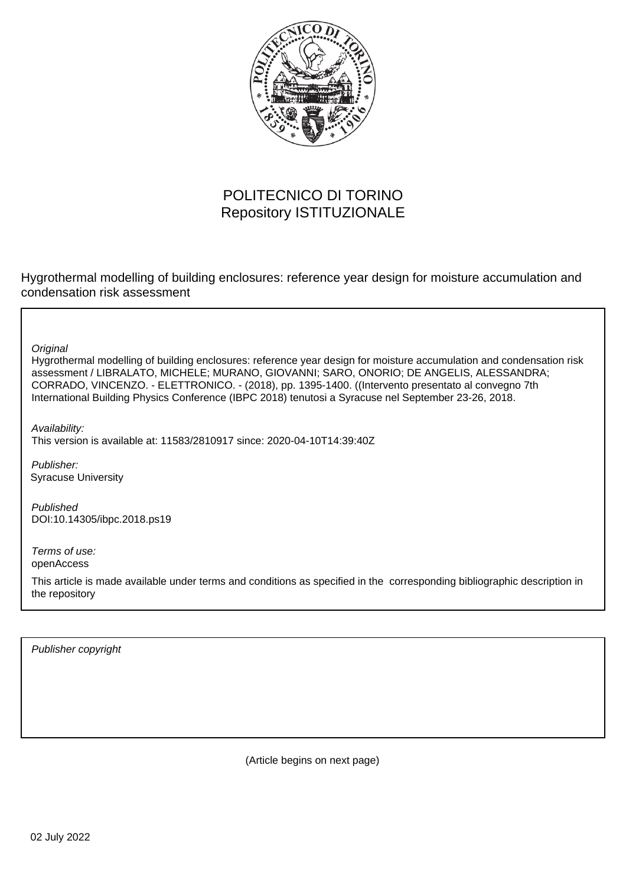POLITECNICO DI TORINO
Repository ISTITUZIONALE

Hygrothermal modelling of building enclosures: reference year design for moisture accumulation and condensation risk assessment

*Original*

Hygrothermal modelling of building enclosures: reference year design for moisture accumulation and condensation risk assessment / LIBRALATO, MICHELE; MURANO, GIOVANNI; SARO, ONORIO; DE ANGELIS, ALESSANDRA; CORRADO, VINCENZO. - ELETTRONICO. - (2018), pp. 1395-1400. ((Intervento presentato al convegno 7th International Building Physics Conference (IBPC 2018) tenutosi a Syracuse nel September 23-26, 2018.

*Availability:*

This version is available at: 11583/2810917 since: 2020-04-10T14:39:40Z

*Publisher:*

Syracuse University

*Published*

DOI:10.14305/ibpc.2018.ps19

*Terms of use:*

openAccess

This article is made available under terms and conditions as specified in the corresponding bibliographic description in the repository

*Publisher copyright*

(Article begins on next page)

02 July 2022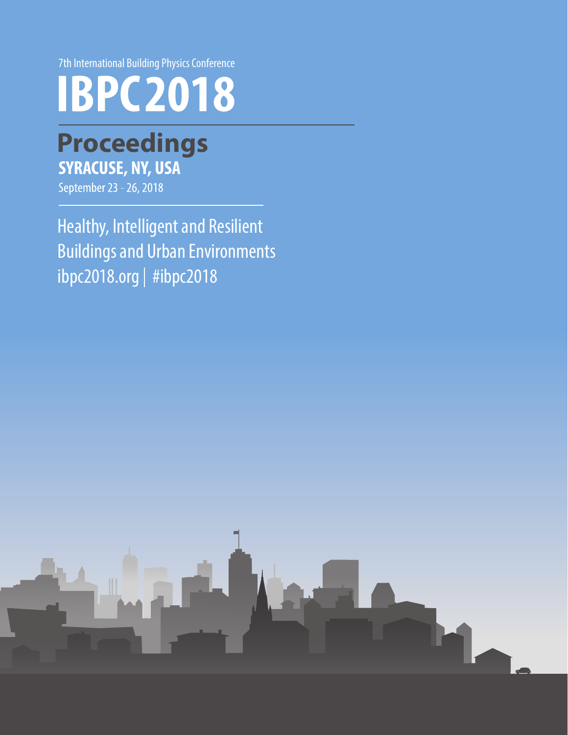7th International Building Physics Conference

# IBPC2018

## Proceedings

**SYRACUSE, NY, USA**

September 23 - 26, 2018

Healthy, Intelligent and Resilient Buildings and Urban Environments

ibpc2018.org | #ibpc2018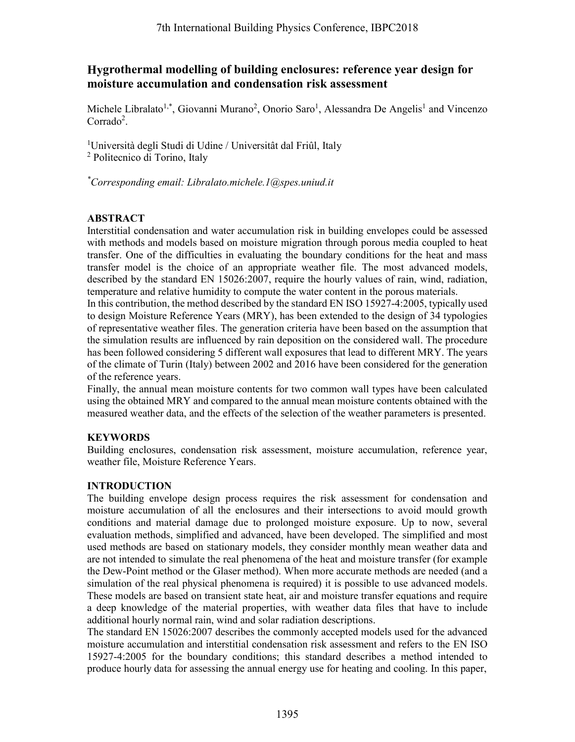# Hygrothermal modelling of building enclosures: reference year design for moisture accumulation and condensation risk assessment

Michele Libralato[1,*], Giovanni Murano[2], Onorio Saro[1], Alessandra De Angelis[1] and Vincenzo Corrado[2].

[1]Università degli Studi di Udine / Universitât dal Friûl, Italy
[2] Politecnico di Torino, Italy

[*]*Corresponding email: Libralato.michele.1@spes.uniud.it*

## ABSTRACT

Interstitial condensation and water accumulation risk in building envelopes could be assessed with methods and models based on moisture migration through porous media coupled to heat transfer. One of the difficulties in evaluating the boundary conditions for the heat and mass transfer model is the choice of an appropriate weather file. The most advanced models, described by the standard EN 15026:2007, require the hourly values of rain, wind, radiation, temperature and relative humidity to compute the water content in the porous materials.

In this contribution, the method described by the standard EN ISO 15927-4:2005, typically used to design Moisture Reference Years (MRY), has been extended to the design of 34 typologies of representative weather files. The generation criteria have been based on the assumption that the simulation results are influenced by rain deposition on the considered wall. The procedure has been followed considering 5 different wall exposures that lead to different MRY. The years of the climate of Turin (Italy) between 2002 and 2016 have been considered for the generation of the reference years.

Finally, the annual mean moisture contents for two common wall types have been calculated using the obtained MRY and compared to the annual mean moisture contents obtained with the measured weather data, and the effects of the selection of the weather parameters is presented.

## KEYWORDS

Building enclosures, condensation risk assessment, moisture accumulation, reference year, weather file, Moisture Reference Years.

## INTRODUCTION

The building envelope design process requires the risk assessment for condensation and moisture accumulation of all the enclosures and their intersections to avoid mould growth conditions and material damage due to prolonged moisture exposure. Up to now, several evaluation methods, simplified and advanced, have been developed. The simplified and most used methods are based on stationary models, they consider monthly mean weather data and are not intended to simulate the real phenomena of the heat and moisture transfer (for example the Dew-Point method or the Glaser method). When more accurate methods are needed (and a simulation of the real physical phenomena is required) it is possible to use advanced models. These models are based on transient state heat, air and moisture transfer equations and require a deep knowledge of the material properties, with weather data files that have to include additional hourly normal rain, wind and solar radiation descriptions.

The standard EN 15026:2007 describes the commonly accepted models used for the advanced moisture accumulation and interstitial condensation risk assessment and refers to the EN ISO 15927-4:2005 for the boundary conditions; this standard describes a method intended to produce hourly data for assessing the annual energy use for heating and cooling. In this paper,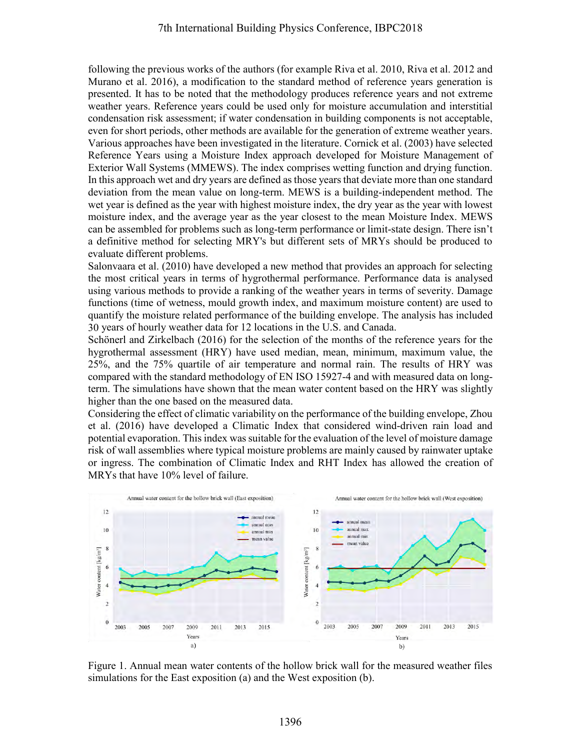following the previous works of the authors (for example Riva et al. 2010, Riva et al. 2012 and Murano et al. 2016), a modification to the standard method of reference years generation is presented. It has to be noted that the methodology produces reference years and not extreme weather years. Reference years could be used only for moisture accumulation and interstitial condensation risk assessment; if water condensation in building components is not acceptable, even for short periods, other methods are available for the generation of extreme weather years. Various approaches have been investigated in the literature. Cornick et al. (2003) have selected Reference Years using a Moisture Index approach developed for Moisture Management of Exterior Wall Systems (MMEWS). The index comprises wetting function and drying function. In this approach wet and dry years are defined as those years that deviate more than one standard deviation from the mean value on long-term. MEWS is a building-independent method. The wet year is defined as the year with highest moisture index, the dry year as the year with lowest moisture index, and the average year as the year closest to the mean Moisture Index. MEWS can be assembled for problems such as long-term performance or limit-state design. There isn't a definitive method for selecting MRY's but different sets of MRYs should be produced to evaluate different problems.

Salonvaara et al. (2010) have developed a new method that provides an approach for selecting the most critical years in terms of hygrothermal performance. Performance data is analysed using various methods to provide a ranking of the weather years in terms of severity. Damage functions (time of wetness, mould growth index, and maximum moisture content) are used to quantify the moisture related performance of the building envelope. The analysis has included 30 years of hourly weather data for 12 locations in the U.S. and Canada.

Schönerl and Zirkelbach (2016) for the selection of the months of the reference years for the hygrothermal assessment (HRY) have used median, mean, minimum, maximum value, the 25%, and the 75% quartile of air temperature and normal rain. The results of HRY was compared with the standard methodology of EN ISO 15927-4 and with measured data on long-term. The simulations have shown that the mean water content based on the HRY was slightly higher than the one based on the measured data.

Considering the effect of climatic variability on the performance of the building envelope, Zhou et al. (2016) have developed a Climatic Index that considered wind-driven rain load and potential evaporation. This index was suitable for the evaluation of the level of moisture damage risk of wall assemblies where typical moisture problems are mainly caused by rainwater uptake or ingress. The combination of Climatic Index and RHT Index has allowed the creation of MRYs that have 10% level of failure.

Figure 1. Annual mean water contents of the hollow brick wall for the measured weather files simulations for the East exposition (a) and the West exposition (b).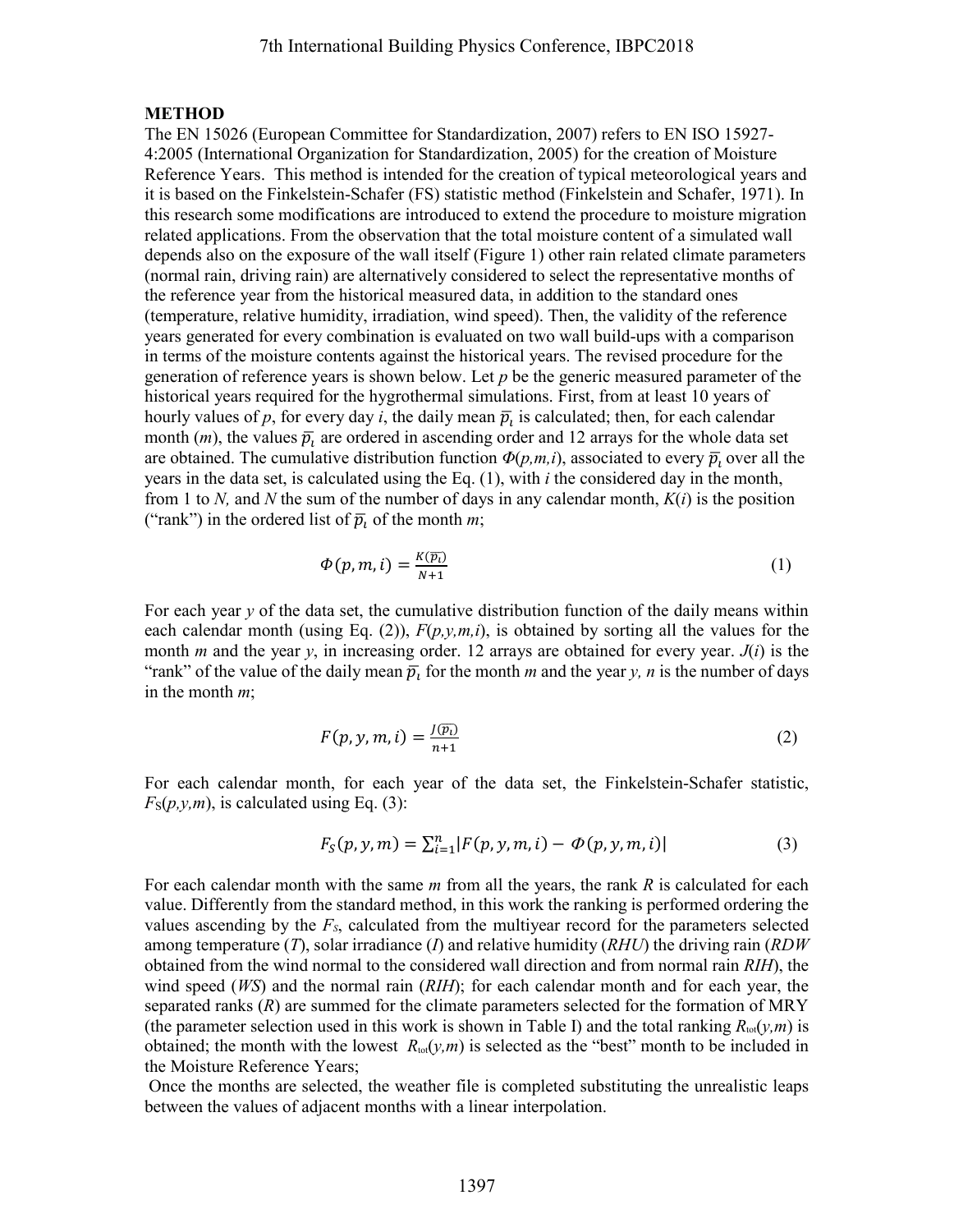## METHOD

The EN 15026 (European Committee for Standardization, 2007) refers to EN ISO 15927-4:2005 (International Organization for Standardization, 2005) for the creation of Moisture Reference Years. This method is intended for the creation of typical meteorological years and it is based on the Finkelstein-Schafer (FS) statistic method (Finkelstein and Schafer, 1971). In this research some modifications are introduced to extend the procedure to moisture migration related applications. From the observation that the total moisture content of a simulated wall depends also on the exposure of the wall itself (Figure 1) other rain related climate parameters (normal rain, driving rain) are alternatively considered to select the representative months of the reference year from the historical measured data, in addition to the standard ones (temperature, relative humidity, irradiation, wind speed). Then, the validity of the reference years generated for every combination is evaluated on two wall build-ups with a comparison in terms of the moisture contents against the historical years. The revised procedure for the generation of reference years is shown below. Let *p* be the generic measured parameter of the historical years required for the hygrothermal simulations. First, from at least 10 years of hourly values of *p*, for every day *i*, the daily mean $\overline{p_i}$ is calculated; then, for each calendar month (*m*), the values $\overline{p_i}$ are ordered in ascending order and 12 arrays for the whole data set are obtained. The cumulative distribution function $\Phi(p,m,i)$, associated to every $\overline{p_i}$ over all the years in the data set, is calculated using the Eq. (1), with *i* the considered day in the month, from 1 to *N,* and *N* the sum of the number of days in any calendar month, $K(i)$ is the position ("rank") in the ordered list of $\overline{p_i}$ of the month *m*;

$$\Phi(p,m,i) = \frac{K(\overline{p_i})}{N+1} \tag{1}$$

For each year *y* of the data set, the cumulative distribution function of the daily means within each calendar month (using Eq. (2)), $F(p,y,m,i)$, is obtained by sorting all the values for the month *m* and the year *y*, in increasing order. 12 arrays are obtained for every year. $J(i)$ is the "rank" of the value of the daily mean $\overline{p_i}$ for the month *m* and the year *y, n* is the number of days in the month *m*;

$$F(p,y,m,i) = \frac{J(\overline{p_i})}{n+1} \tag{2}$$

For each calendar month, for each year of the data set, the Finkelstein-Schafer statistic, $F_S(p,y,m)$, is calculated using Eq. (3):

$$F_S(p,y,m) = \sum_{i=1}^{n} |F(p,y,m,i) - \Phi(p,y,m,i)| \tag{3}$$

For each calendar month with the same *m* from all the years, the rank *R* is calculated for each value. Differently from the standard method, in this work the ranking is performed ordering the values ascending by the $F_s$, calculated from the multiyear record for the parameters selected among temperature (*T*), solar irradiance (*I*) and relative humidity (*RHU*) the driving rain (*RDW* obtained from the wind normal to the considered wall direction and from normal rain *RIH*), the wind speed (*WS*) and the normal rain (*RIH*); for each calendar month and for each year, the separated ranks (*R*) are summed for the climate parameters selected for the formation of MRY (the parameter selection used in this work is shown in Table I) and the total ranking $R_{tot}(y,m)$ is obtained; the month with the lowest $R_{tot}(y,m)$ is selected as the "best" month to be included in the Moisture Reference Years;

Once the months are selected, the weather file is completed substituting the unrealistic leaps between the values of adjacent months with a linear interpolation.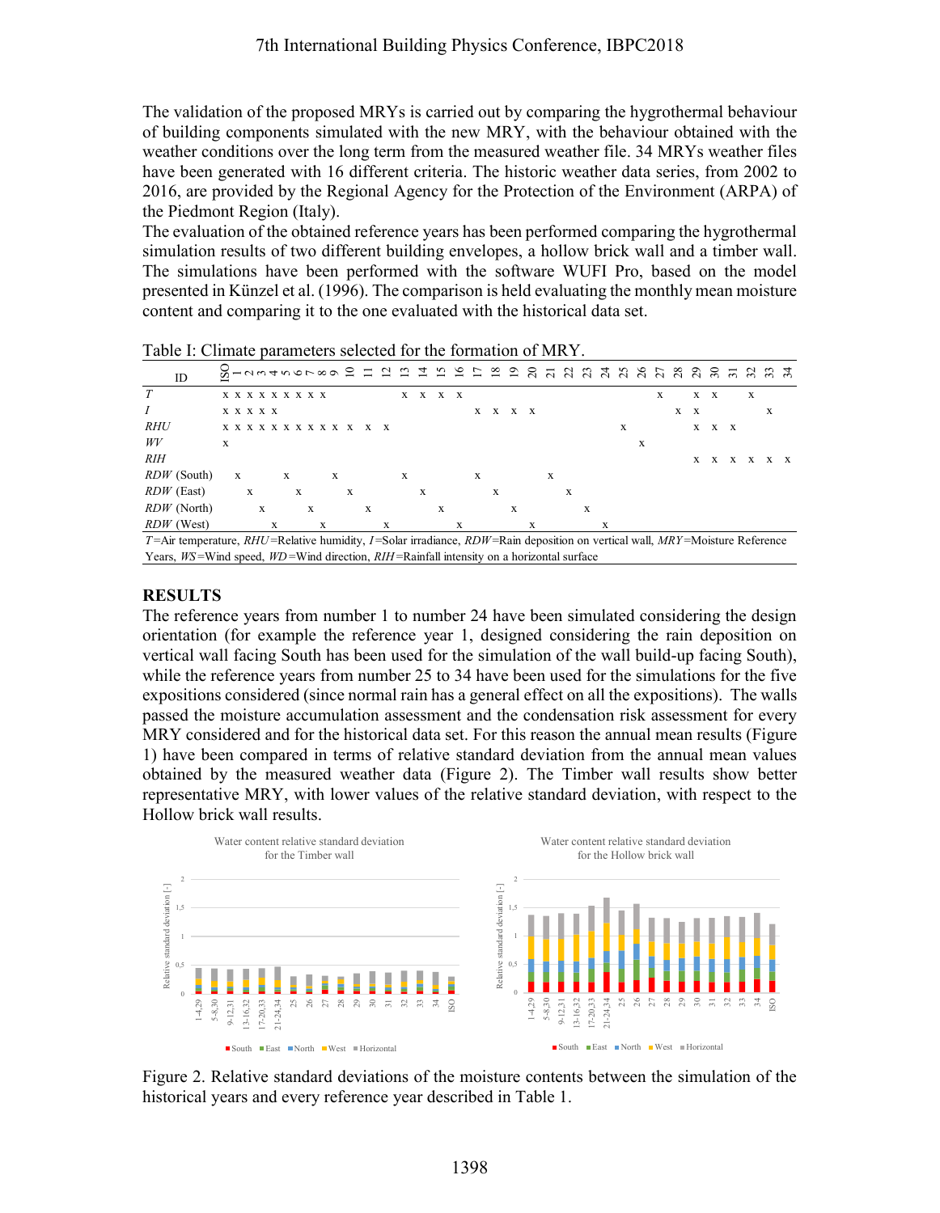The validation of the proposed MRYs is carried out by comparing the hygrothermal behaviour of building components simulated with the new MRY, with the behaviour obtained with the weather conditions over the long term from the measured weather file. 34 MRYs weather files have been generated with 16 different criteria. The historic weather data series, from 2002 to 2016, are provided by the Regional Agency for the Protection of the Environment (ARPA) of the Piedmont Region (Italy).

The evaluation of the obtained reference years has been performed comparing the hygrothermal simulation results of two different building envelopes, a hollow brick wall and a timber wall. The simulations have been performed with the software WUFI Pro, based on the model presented in Künzel et al. (1996). The comparison is held evaluating the monthly mean moisture content and comparing it to the one evaluated with the historical data set.

Table I: Climate parameters selected for the formation of MRY.

| ID | ISO | 1 | 2 | 3 | 4 | 5 | 6 | 7 | 8 | 9 | 10 | 11 | 12 | 13 | 14 | 15 | 16 | 17 | 18 | 19 | 20 | 21 | 22 | 23 | 24 | 25 | 26 | 27 | 28 | 29 | 30 | 31 | 32 | 33 | 34 |
|---|---|---|---|---|---|---|---|---|---|---|---|---|---|---|---|---|---|---|---|---|---|---|---|---|---|---|---|---|---|---|---|---|---|---|---|
| *T* | x | x | x | x | x | x | x | x | x | | | | | x | x | x | x | | | | | | | | | | | x | | x | x | | x | | |
| *I* | x | x | x | x | x | | | | | | | | | | | | | x | x | x | x | | | | | | | | x | x | | | | x | |
| *RHU* | x | x | x | x | x | x | x | x | x | x | x | x | x | | | | | | | | | | | | | x | | | | x | x | x | | | |
| *WV* | x | | | | | | | | | | | | | | | | | | | | | | | | | | x | | | | | | | | |
| *RIH* | | | | | | | | | | | | | | | | | | | | | | | | | | | | | | x | x | x | x | x | x |
| *RDW* (South) | | x | | | | x | | | | x | | | | x | | | | x | | | | x | | | | | | | | | | | | | |
| *RDW* (East) | | | x | | | | x | | | | x | | | | x | | | | x | | | | x | | | | | | | | | | | | |
| *RDW* (North) | | | | x | | | | x | | | | x | | | | x | | | | x | | | | x | | | | | | | | | | | |
| *RDW* (West) | | | | | x | | | | x | | | | x | | | | x | | | | x | | | | x | | | | | | | | | | |

*T*=Air temperature, *RHU*=Relative humidity, *I*=Solar irradiance, *RDW*=Rain deposition on vertical wall, *MRY*=Moisture Reference Years, *WS*=Wind speed, *WD*=Wind direction, *RIH*=Rainfall intensity on a horizontal surface

## RESULTS

The reference years from number 1 to number 24 have been simulated considering the design orientation (for example the reference year 1, designed considering the rain deposition on vertical wall facing South has been used for the simulation of the wall build-up facing South), while the reference years from number 25 to 34 have been used for the simulations for the five expositions considered (since normal rain has a general effect on all the expositions). The walls passed the moisture accumulation assessment and the condensation risk assessment for every MRY considered and for the historical data set. For this reason the annual mean results (Figure 1) have been compared in terms of relative standard deviation from the annual mean values obtained by the measured weather data (Figure 2). The Timber wall results show better representative MRY, with lower values of the relative standard deviation, with respect to the Hollow brick wall results.

Figure 2. Relative standard deviations of the moisture contents between the simulation of the historical years and every reference year described in Table 1.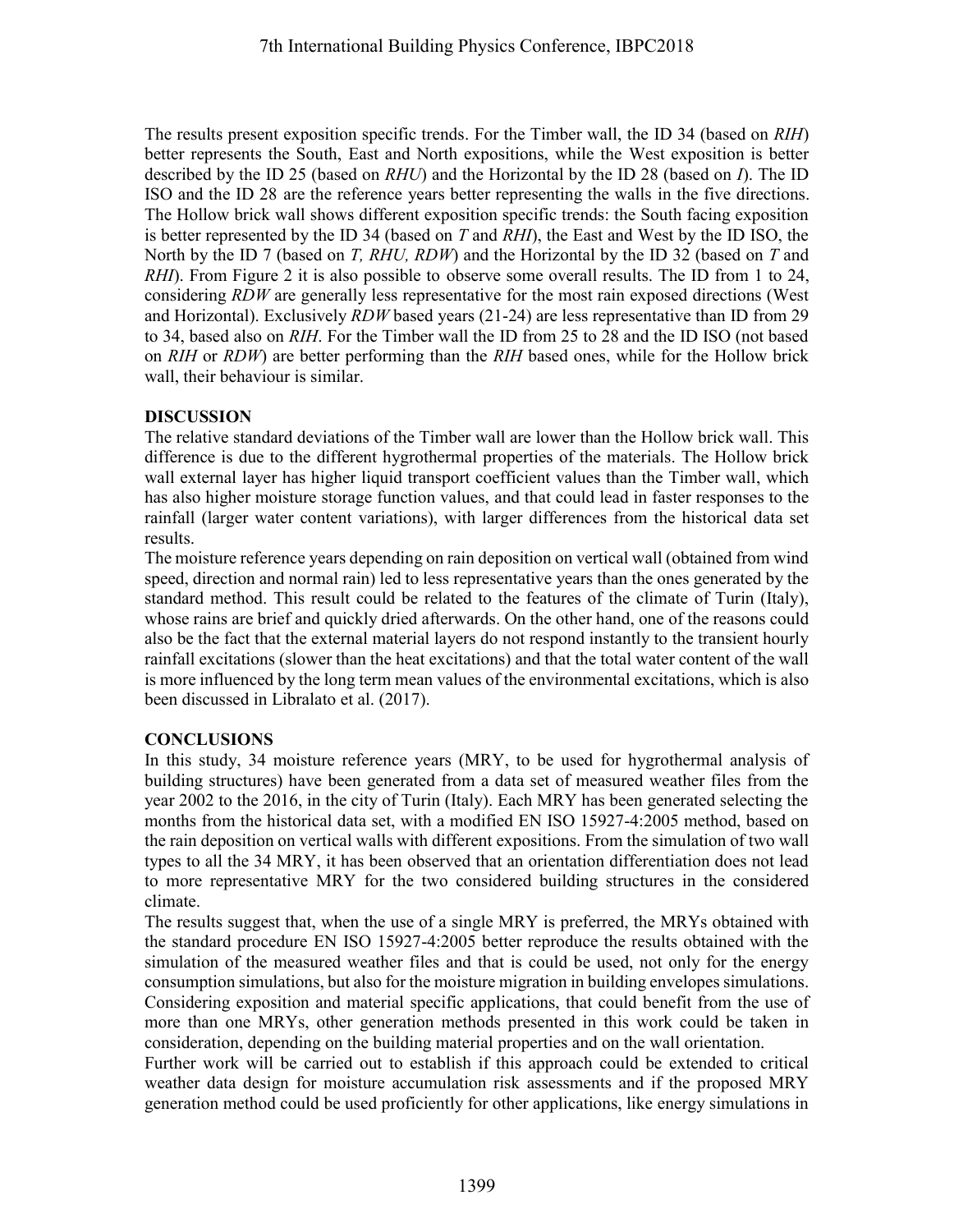The results present exposition specific trends. For the Timber wall, the ID 34 (based on *RIH*) better represents the South, East and North expositions, while the West exposition is better described by the ID 25 (based on *RHU*) and the Horizontal by the ID 28 (based on *I*). The ID ISO and the ID 28 are the reference years better representing the walls in the five directions. The Hollow brick wall shows different exposition specific trends: the South facing exposition is better represented by the ID 34 (based on *T* and *RHI*), the East and West by the ID ISO, the North by the ID 7 (based on *T, RHU, RDW*) and the Horizontal by the ID 32 (based on *T* and *RHI*). From Figure 2 it is also possible to observe some overall results. The ID from 1 to 24, considering *RDW* are generally less representative for the most rain exposed directions (West and Horizontal). Exclusively *RDW* based years (21-24) are less representative than ID from 29 to 34, based also on *RIH*. For the Timber wall the ID from 25 to 28 and the ID ISO (not based on *RIH* or *RDW*) are better performing than the *RIH* based ones, while for the Hollow brick wall, their behaviour is similar.

## DISCUSSION

The relative standard deviations of the Timber wall are lower than the Hollow brick wall. This difference is due to the different hygrothermal properties of the materials. The Hollow brick wall external layer has higher liquid transport coefficient values than the Timber wall, which has also higher moisture storage function values, and that could lead in faster responses to the rainfall (larger water content variations), with larger differences from the historical data set results.

The moisture reference years depending on rain deposition on vertical wall (obtained from wind speed, direction and normal rain) led to less representative years than the ones generated by the standard method. This result could be related to the features of the climate of Turin (Italy), whose rains are brief and quickly dried afterwards. On the other hand, one of the reasons could also be the fact that the external material layers do not respond instantly to the transient hourly rainfall excitations (slower than the heat excitations) and that the total water content of the wall is more influenced by the long term mean values of the environmental excitations, which is also been discussed in Libralato et al. (2017).

## CONCLUSIONS

In this study, 34 moisture reference years (MRY, to be used for hygrothermal analysis of building structures) have been generated from a data set of measured weather files from the year 2002 to the 2016, in the city of Turin (Italy). Each MRY has been generated selecting the months from the historical data set, with a modified EN ISO 15927-4:2005 method, based on the rain deposition on vertical walls with different expositions. From the simulation of two wall types to all the 34 MRY, it has been observed that an orientation differentiation does not lead to more representative MRY for the two considered building structures in the considered climate.

The results suggest that, when the use of a single MRY is preferred, the MRYs obtained with the standard procedure EN ISO 15927-4:2005 better reproduce the results obtained with the simulation of the measured weather files and that is could be used, not only for the energy consumption simulations, but also for the moisture migration in building envelopes simulations. Considering exposition and material specific applications, that could benefit from the use of more than one MRYs, other generation methods presented in this work could be taken in consideration, depending on the building material properties and on the wall orientation.

Further work will be carried out to establish if this approach could be extended to critical weather data design for moisture accumulation risk assessments and if the proposed MRY generation method could be used proficiently for other applications, like energy simulations in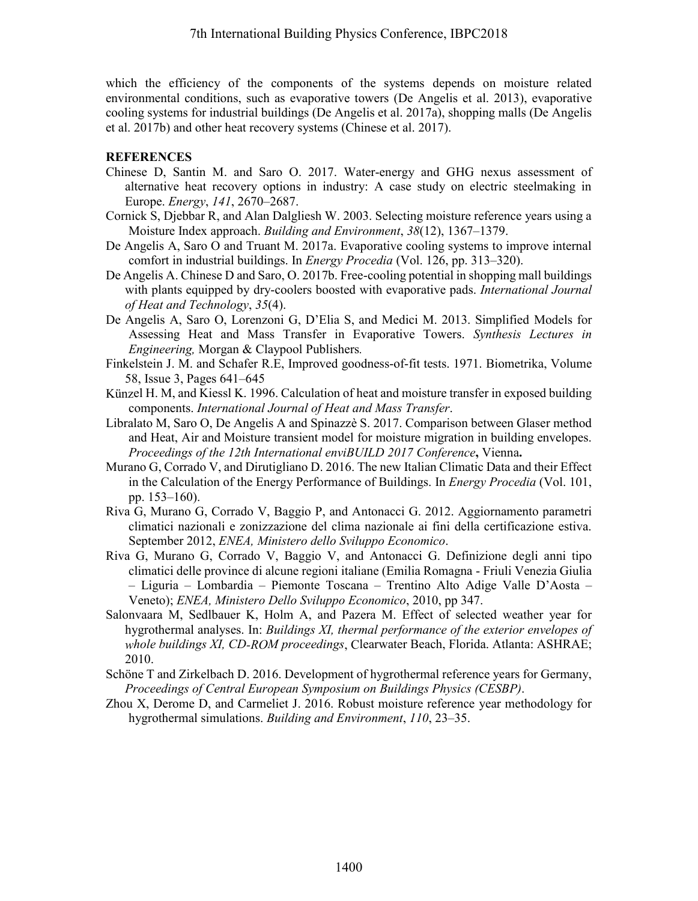which the efficiency of the components of the systems depends on moisture related environmental conditions, such as evaporative towers (De Angelis et al. 2013), evaporative cooling systems for industrial buildings (De Angelis et al. 2017a), shopping malls (De Angelis et al. 2017b) and other heat recovery systems (Chinese et al. 2017).

## REFERENCES

Chinese D, Santin M. and Saro O. 2017. Water-energy and GHG nexus assessment of alternative heat recovery options in industry: A case study on electric steelmaking in Europe. *Energy*, *141*, 2670–2687.

Cornick S, Djebbar R, and Alan Dalgliesh W. 2003. Selecting moisture reference years using a Moisture Index approach. *Building and Environment*, *38*(12), 1367–1379.

De Angelis A, Saro O and Truant M. 2017a. Evaporative cooling systems to improve internal comfort in industrial buildings. In *Energy Procedia* (Vol. 126, pp. 313–320).

De Angelis A. Chinese D and Saro, O. 2017b. Free-cooling potential in shopping mall buildings with plants equipped by dry-coolers boosted with evaporative pads. *International Journal of Heat and Technology*, *35*(4).

De Angelis A, Saro O, Lorenzoni G, D'Elia S, and Medici M. 2013. Simplified Models for Assessing Heat and Mass Transfer in Evaporative Towers. *Synthesis Lectures in Engineering,* Morgan & Claypool Publishers*.*

Finkelstein J. M. and Schafer R.E, Improved goodness-of-fit tests. 1971. Biometrika, Volume 58, Issue 3, Pages 641–645

Künzel H. M, and Kiessl K. 1996. Calculation of heat and moisture transfer in exposed building components. *International Journal of Heat and Mass Transfer*.

Libralato M, Saro O, De Angelis A and Spinazzè S. 2017. Comparison between Glaser method and Heat, Air and Moisture transient model for moisture migration in building envelopes. *Proceedings of the 12th International enviBUILD 2017 Conference***,** Vienna**.**

Murano G, Corrado V, and Dirutigliano D. 2016. The new Italian Climatic Data and their Effect in the Calculation of the Energy Performance of Buildings. In *Energy Procedia* (Vol. 101, pp. 153–160).

Riva G, Murano G, Corrado V, Baggio P, and Antonacci G. 2012. Aggiornamento parametri climatici nazionali e zonizzazione del clima nazionale ai fini della certificazione estiva. September 2012, *ENEA, Ministero dello Sviluppo Economico*.

Riva G, Murano G, Corrado V, Baggio V, and Antonacci G. Definizione degli anni tipo climatici delle province di alcune regioni italiane (Emilia Romagna - Friuli Venezia Giulia – Liguria – Lombardia – Piemonte Toscana – Trentino Alto Adige Valle D'Aosta – Veneto); *ENEA, Ministero Dello Sviluppo Economico*, 2010, pp 347.

Salonvaara M, Sedlbauer K, Holm A, and Pazera M. Effect of selected weather year for hygrothermal analyses. In: *Buildings XI, thermal performance of the exterior envelopes of whole buildings XI, CD-ROM proceedings*, Clearwater Beach, Florida. Atlanta: ASHRAE; 2010.

Schöne T and Zirkelbach D. 2016. Development of hygrothermal reference years for Germany, *Proceedings of Central European Symposium on Buildings Physics (CESBP)*.

Zhou X, Derome D, and Carmeliet J. 2016. Robust moisture reference year methodology for hygrothermal simulations. *Building and Environment*, *110*, 23–35.